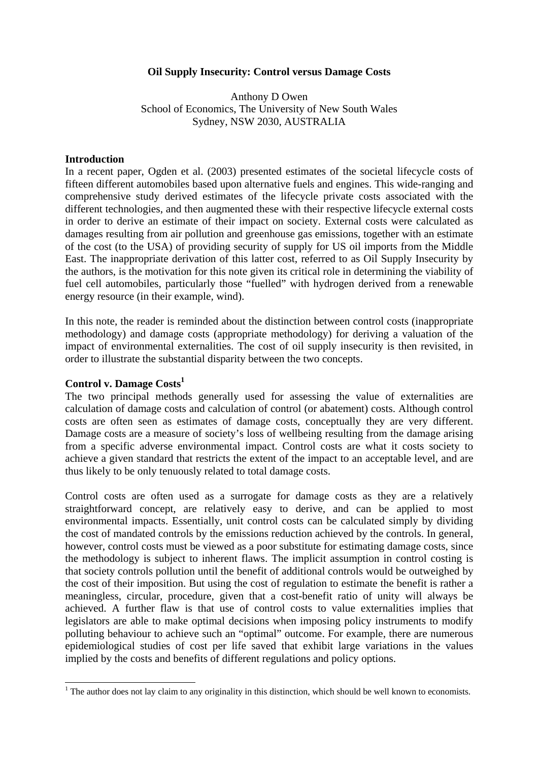**Oil Supply Insecurity: Control versus Damage Costs**

Anthony D Owen
School of Economics, The University of New South Wales
Sydney, NSW 2030, AUSTRALIA

## Introduction

In a recent paper, Ogden et al. (2003) presented estimates of the societal lifecycle costs of fifteen different automobiles based upon alternative fuels and engines. This wide-ranging and comprehensive study derived estimates of the lifecycle private costs associated with the different technologies, and then augmented these with their respective lifecycle external costs in order to derive an estimate of their impact on society. External costs were calculated as damages resulting from air pollution and greenhouse gas emissions, together with an estimate of the cost (to the USA) of providing security of supply for US oil imports from the Middle East. The inappropriate derivation of this latter cost, referred to as Oil Supply Insecurity by the authors, is the motivation for this note given its critical role in determining the viability of fuel cell automobiles, particularly those "fuelled" with hydrogen derived from a renewable energy resource (in their example, wind).

In this note, the reader is reminded about the distinction between control costs (inappropriate methodology) and damage costs (appropriate methodology) for deriving a valuation of the impact of environmental externalities. The cost of oil supply insecurity is then revisited, in order to illustrate the substantial disparity between the two concepts.

## Control v. Damage Costs[1]

The two principal methods generally used for assessing the value of externalities are calculation of damage costs and calculation of control (or abatement) costs. Although control costs are often seen as estimates of damage costs, conceptually they are very different. Damage costs are a measure of society's loss of wellbeing resulting from the damage arising from a specific adverse environmental impact. Control costs are what it costs society to achieve a given standard that restricts the extent of the impact to an acceptable level, and are thus likely to be only tenuously related to total damage costs.

Control costs are often used as a surrogate for damage costs as they are a relatively straightforward concept, are relatively easy to derive, and can be applied to most environmental impacts. Essentially, unit control costs can be calculated simply by dividing the cost of mandated controls by the emissions reduction achieved by the controls. In general, however, control costs must be viewed as a poor substitute for estimating damage costs, since the methodology is subject to inherent flaws. The implicit assumption in control costing is that society controls pollution until the benefit of additional controls would be outweighed by the cost of their imposition. But using the cost of regulation to estimate the benefit is rather a meaningless, circular, procedure, given that a cost-benefit ratio of unity will always be achieved. A further flaw is that use of control costs to value externalities implies that legislators are able to make optimal decisions when imposing policy instruments to modify polluting behaviour to achieve such an "optimal" outcome. For example, there are numerous epidemiological studies of cost per life saved that exhibit large variations in the values implied by the costs and benefits of different regulations and policy options.

[1] The author does not lay claim to any originality in this distinction, which should be well known to economists.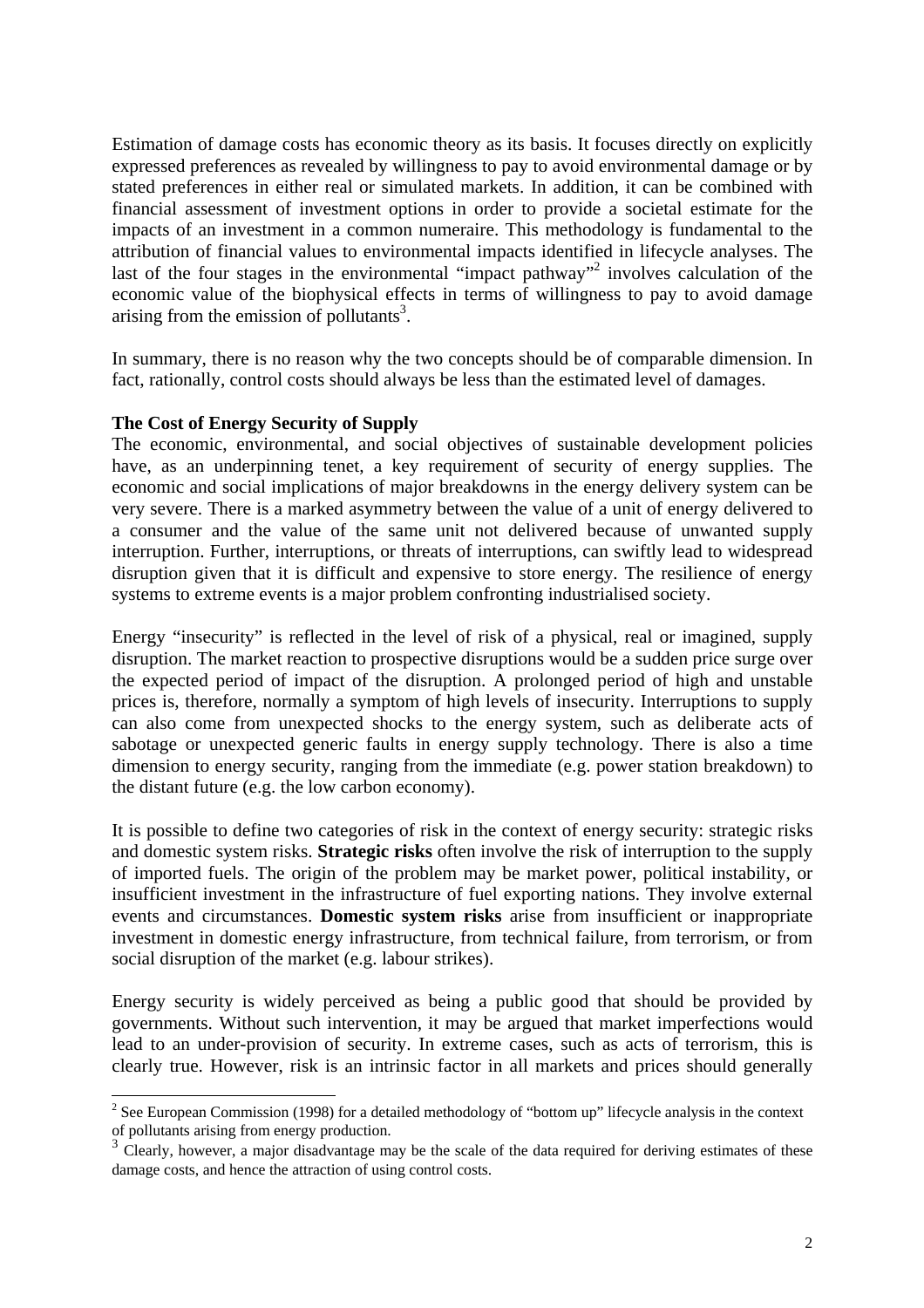Estimation of damage costs has economic theory as its basis. It focuses directly on explicitly expressed preferences as revealed by willingness to pay to avoid environmental damage or by stated preferences in either real or simulated markets. In addition, it can be combined with financial assessment of investment options in order to provide a societal estimate for the impacts of an investment in a common numeraire. This methodology is fundamental to the attribution of financial values to environmental impacts identified in lifecycle analyses. The last of the four stages in the environmental "impact pathway"[2] involves calculation of the economic value of the biophysical effects in terms of willingness to pay to avoid damage arising from the emission of pollutants[3].

In summary, there is no reason why the two concepts should be of comparable dimension. In fact, rationally, control costs should always be less than the estimated level of damages.

**The Cost of Energy Security of Supply**

The economic, environmental, and social objectives of sustainable development policies have, as an underpinning tenet, a key requirement of security of energy supplies. The economic and social implications of major breakdowns in the energy delivery system can be very severe. There is a marked asymmetry between the value of a unit of energy delivered to a consumer and the value of the same unit not delivered because of unwanted supply interruption. Further, interruptions, or threats of interruptions, can swiftly lead to widespread disruption given that it is difficult and expensive to store energy. The resilience of energy systems to extreme events is a major problem confronting industrialised society.

Energy "insecurity" is reflected in the level of risk of a physical, real or imagined, supply disruption. The market reaction to prospective disruptions would be a sudden price surge over the expected period of impact of the disruption. A prolonged period of high and unstable prices is, therefore, normally a symptom of high levels of insecurity. Interruptions to supply can also come from unexpected shocks to the energy system, such as deliberate acts of sabotage or unexpected generic faults in energy supply technology. There is also a time dimension to energy security, ranging from the immediate (e.g. power station breakdown) to the distant future (e.g. the low carbon economy).

It is possible to define two categories of risk in the context of energy security: strategic risks and domestic system risks. **Strategic risks** often involve the risk of interruption to the supply of imported fuels. The origin of the problem may be market power, political instability, or insufficient investment in the infrastructure of fuel exporting nations. They involve external events and circumstances. **Domestic system risks** arise from insufficient or inappropriate investment in domestic energy infrastructure, from technical failure, from terrorism, or from social disruption of the market (e.g. labour strikes).

Energy security is widely perceived as being a public good that should be provided by governments. Without such intervention, it may be argued that market imperfections would lead to an under-provision of security. In extreme cases, such as acts of terrorism, this is clearly true. However, risk is an intrinsic factor in all markets and prices should generally

[2] See European Commission (1998) for a detailed methodology of "bottom up" lifecycle analysis in the context of pollutants arising from energy production.

[3] Clearly, however, a major disadvantage may be the scale of the data required for deriving estimates of these damage costs, and hence the attraction of using control costs.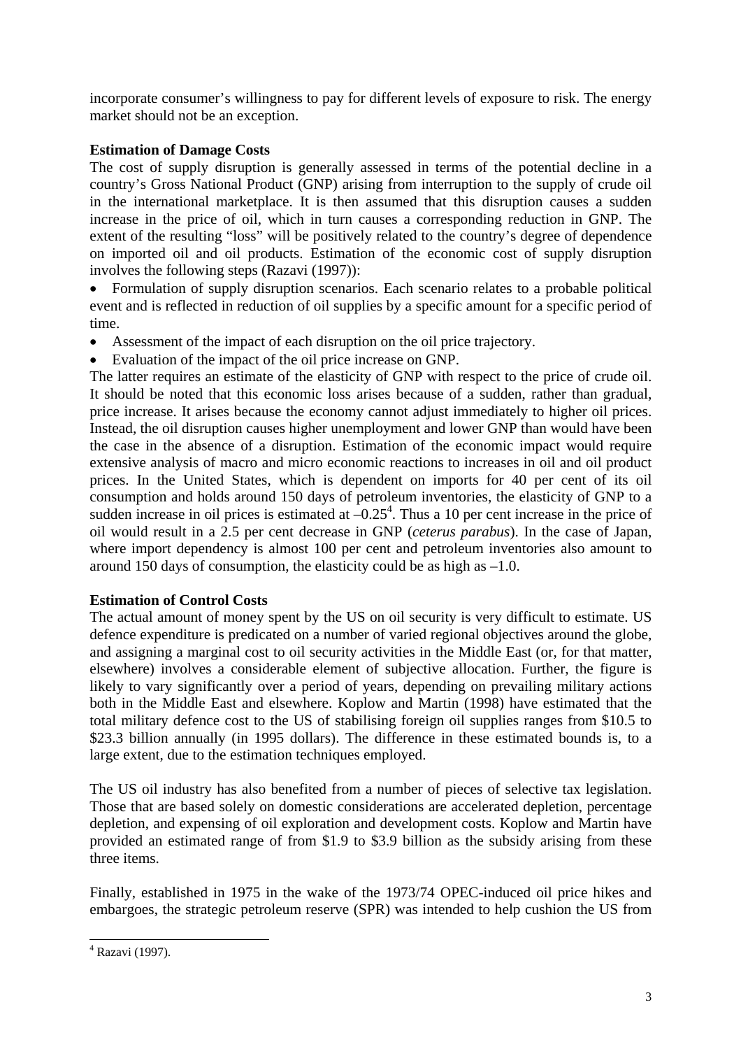incorporate consumer's willingness to pay for different levels of exposure to risk. The energy market should not be an exception.

**Estimation of Damage Costs**

The cost of supply disruption is generally assessed in terms of the potential decline in a country's Gross National Product (GNP) arising from interruption to the supply of crude oil in the international marketplace. It is then assumed that this disruption causes a sudden increase in the price of oil, which in turn causes a corresponding reduction in GNP. The extent of the resulting "loss" will be positively related to the country's degree of dependence on imported oil and oil products. Estimation of the economic cost of supply disruption involves the following steps (Razavi (1997)):

- Formulation of supply disruption scenarios. Each scenario relates to a probable political event and is reflected in reduction of oil supplies by a specific amount for a specific period of time.
- Assessment of the impact of each disruption on the oil price trajectory.
- Evaluation of the impact of the oil price increase on GNP.

The latter requires an estimate of the elasticity of GNP with respect to the price of crude oil. It should be noted that this economic loss arises because of a sudden, rather than gradual, price increase. It arises because the economy cannot adjust immediately to higher oil prices. Instead, the oil disruption causes higher unemployment and lower GNP than would have been the case in the absence of a disruption. Estimation of the economic impact would require extensive analysis of macro and micro economic reactions to increases in oil and oil product prices. In the United States, which is dependent on imports for 40 per cent of its oil consumption and holds around 150 days of petroleum inventories, the elasticity of GNP to a sudden increase in oil prices is estimated at –0.25[4]. Thus a 10 per cent increase in the price of oil would result in a 2.5 per cent decrease in GNP (*ceterus parabus*). In the case of Japan, where import dependency is almost 100 per cent and petroleum inventories also amount to around 150 days of consumption, the elasticity could be as high as –1.0.

**Estimation of Control Costs**

The actual amount of money spent by the US on oil security is very difficult to estimate. US defence expenditure is predicated on a number of varied regional objectives around the globe, and assigning a marginal cost to oil security activities in the Middle East (or, for that matter, elsewhere) involves a considerable element of subjective allocation. Further, the figure is likely to vary significantly over a period of years, depending on prevailing military actions both in the Middle East and elsewhere. Koplow and Martin (1998) have estimated that the total military defence cost to the US of stabilising foreign oil supplies ranges from $10.5 to $23.3 billion annually (in 1995 dollars). The difference in these estimated bounds is, to a large extent, due to the estimation techniques employed.

The US oil industry has also benefited from a number of pieces of selective tax legislation. Those that are based solely on domestic considerations are accelerated depletion, percentage depletion, and expensing of oil exploration and development costs. Koplow and Martin have provided an estimated range of from $1.9 to $3.9 billion as the subsidy arising from these three items.

Finally, established in 1975 in the wake of the 1973/74 OPEC-induced oil price hikes and embargoes, the strategic petroleum reserve (SPR) was intended to help cushion the US from

[4] Razavi (1997).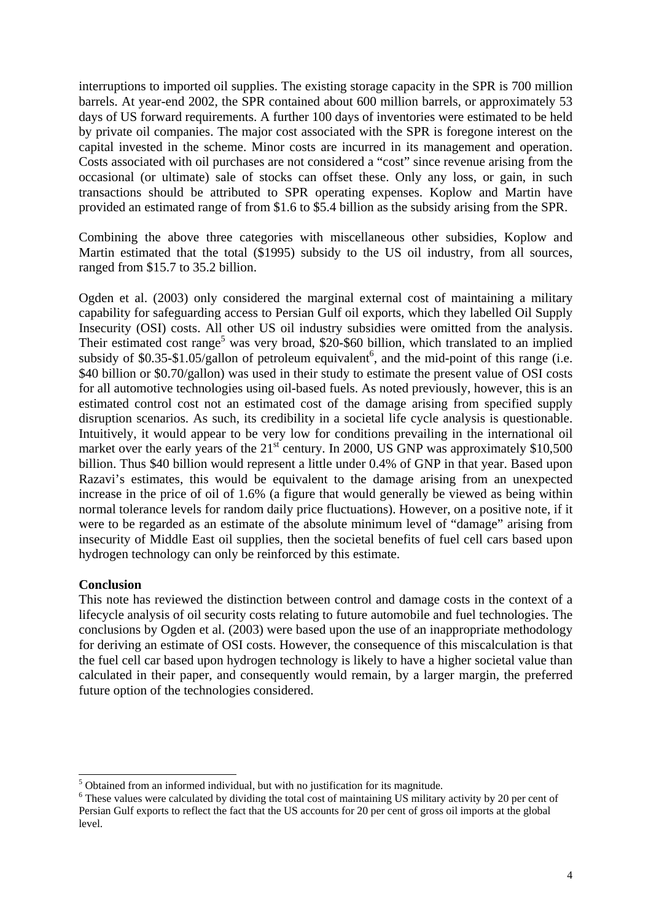interruptions to imported oil supplies. The existing storage capacity in the SPR is 700 million barrels. At year-end 2002, the SPR contained about 600 million barrels, or approximately 53 days of US forward requirements. A further 100 days of inventories were estimated to be held by private oil companies. The major cost associated with the SPR is foregone interest on the capital invested in the scheme. Minor costs are incurred in its management and operation. Costs associated with oil purchases are not considered a "cost" since revenue arising from the occasional (or ultimate) sale of stocks can offset these. Only any loss, or gain, in such transactions should be attributed to SPR operating expenses. Koplow and Martin have provided an estimated range of from $1.6 to $5.4 billion as the subsidy arising from the SPR.

Combining the above three categories with miscellaneous other subsidies, Koplow and Martin estimated that the total ($1995) subsidy to the US oil industry, from all sources, ranged from $15.7 to 35.2 billion.

Ogden et al. (2003) only considered the marginal external cost of maintaining a military capability for safeguarding access to Persian Gulf oil exports, which they labelled Oil Supply Insecurity (OSI) costs. All other US oil industry subsidies were omitted from the analysis. Their estimated cost range[5] was very broad, $20-$60 billion, which translated to an implied subsidy of $0.35-$1.05/gallon of petroleum equivalent[6], and the mid-point of this range (i.e. $40 billion or $0.70/gallon) was used in their study to estimate the present value of OSI costs for all automotive technologies using oil-based fuels. As noted previously, however, this is an estimated control cost not an estimated cost of the damage arising from specified supply disruption scenarios. As such, its credibility in a societal life cycle analysis is questionable. Intuitively, it would appear to be very low for conditions prevailing in the international oil market over the early years of the 21st century. In 2000, US GNP was approximately $10,500 billion. Thus $40 billion would represent a little under 0.4% of GNP in that year. Based upon Razavi's estimates, this would be equivalent to the damage arising from an unexpected increase in the price of oil of 1.6% (a figure that would generally be viewed as being within normal tolerance levels for random daily price fluctuations). However, on a positive note, if it were to be regarded as an estimate of the absolute minimum level of "damage" arising from insecurity of Middle East oil supplies, then the societal benefits of fuel cell cars based upon hydrogen technology can only be reinforced by this estimate.

**Conclusion**

This note has reviewed the distinction between control and damage costs in the context of a lifecycle analysis of oil security costs relating to future automobile and fuel technologies. The conclusions by Ogden et al. (2003) were based upon the use of an inappropriate methodology for deriving an estimate of OSI costs. However, the consequence of this miscalculation is that the fuel cell car based upon hydrogen technology is likely to have a higher societal value than calculated in their paper, and consequently would remain, by a larger margin, the preferred future option of the technologies considered.

[5] Obtained from an informed individual, but with no justification for its magnitude.

[6] These values were calculated by dividing the total cost of maintaining US military activity by 20 per cent of Persian Gulf exports to reflect the fact that the US accounts for 20 per cent of gross oil imports at the global level.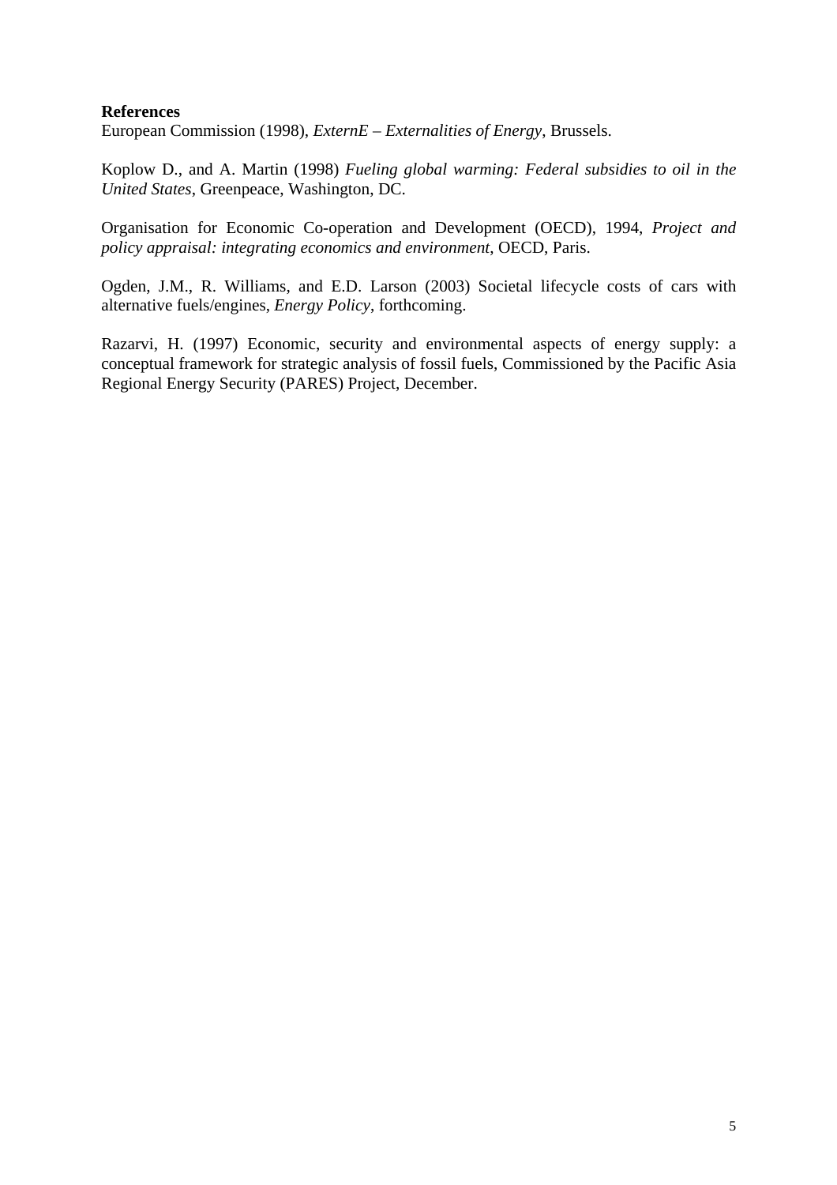**References**

European Commission (1998), *ExternE – Externalities of Energy*, Brussels.

Koplow D., and A. Martin (1998) *Fueling global warming: Federal subsidies to oil in the United States*, Greenpeace, Washington, DC.

Organisation for Economic Co-operation and Development (OECD), 1994, *Project and policy appraisal: integrating economics and environment*, OECD, Paris.

Ogden, J.M., R. Williams, and E.D. Larson (2003) Societal lifecycle costs of cars with alternative fuels/engines, *Energy Policy*, forthcoming.

Razarvi, H. (1997) Economic, security and environmental aspects of energy supply: a conceptual framework for strategic analysis of fossil fuels, Commissioned by the Pacific Asia Regional Energy Security (PARES) Project, December.